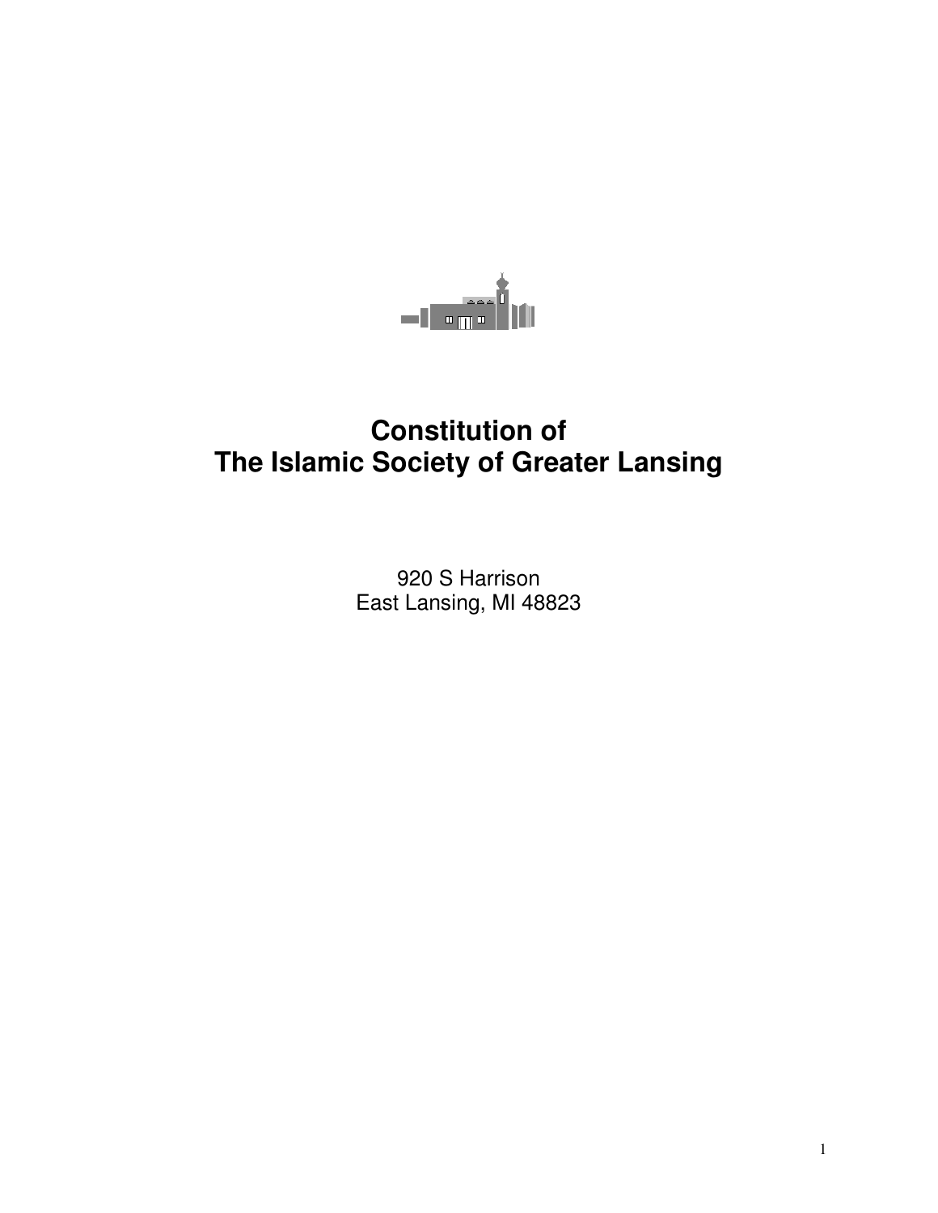# Constitution of
# The Islamic Society of Greater Lansing

920 S Harrison
East Lansing, MI 48823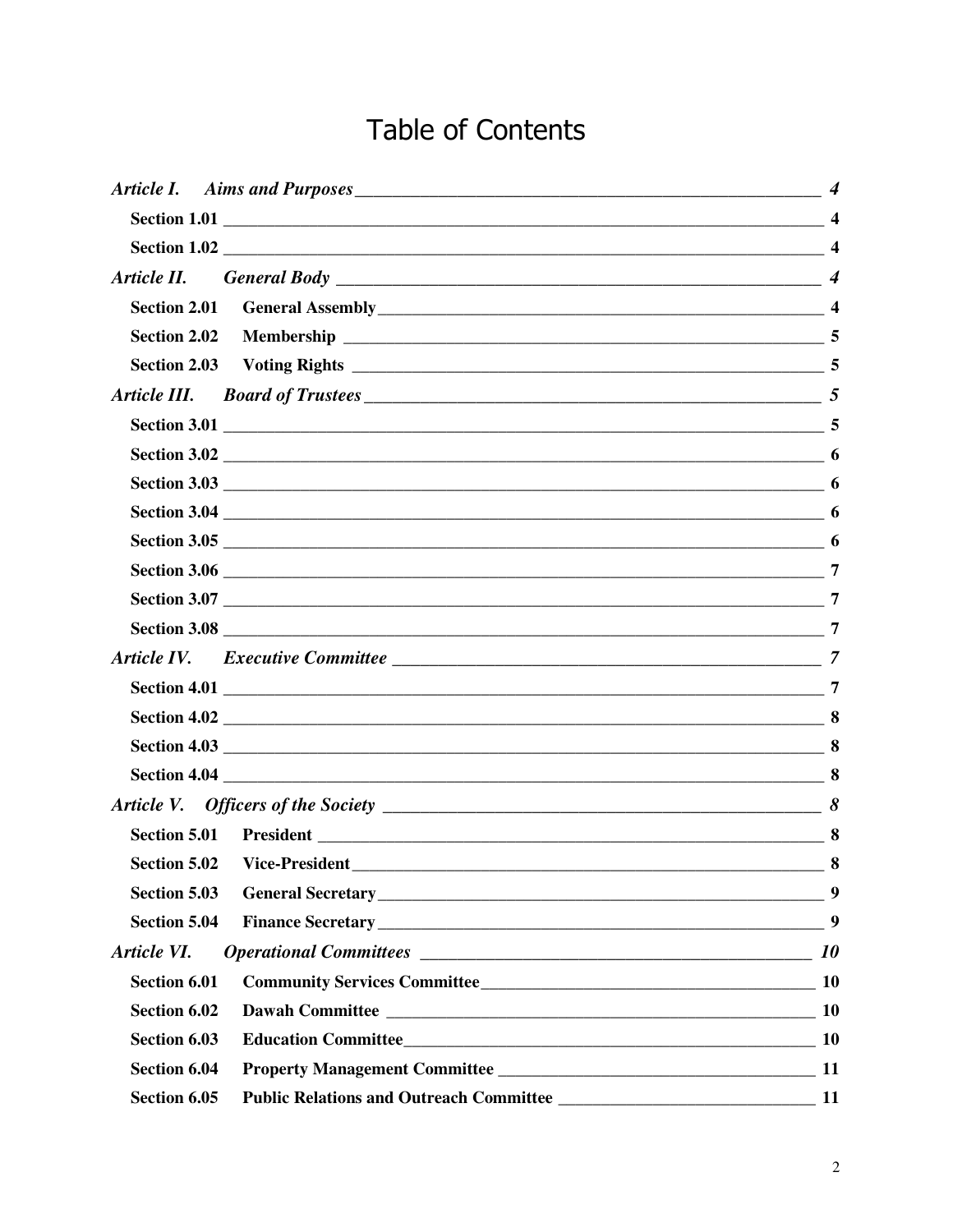# Table of Contents

*Article I. Aims and Purposes* — *4*

- **Section 1.01** — **4**
- **Section 1.02** — **4**

*Article II. General Body* — *4*

- **Section 2.01 General Assembly** — **4**
- **Section 2.02 Membership** — **5**
- **Section 2.03 Voting Rights** — **5**

*Article III. Board of Trustees* — *5*

- **Section 3.01** — **5**
- **Section 3.02** — **6**
- **Section 3.03** — **6**
- **Section 3.04** — **6**
- **Section 3.05** — **6**
- **Section 3.06** — **7**
- **Section 3.07** — **7**
- **Section 3.08** — **7**

*Article IV. Executive Committee* — *7*

- **Section 4.01** — **7**
- **Section 4.02** — **8**
- **Section 4.03** — **8**
- **Section 4.04** — **8**

*Article V. Officers of the Society* — *8*

- **Section 5.01 President** — **8**
- **Section 5.02 Vice-President** — **8**
- **Section 5.03 General Secretary** — **9**
- **Section 5.04 Finance Secretary** — **9**

*Article VI. Operational Committees* — *10*

- **Section 6.01 Community Services Committee** — **10**
- **Section 6.02 Dawah Committee** — **10**
- **Section 6.03 Education Committee** — **10**
- **Section 6.04 Property Management Committee** — **11**
- **Section 6.05 Public Relations and Outreach Committee** — **11**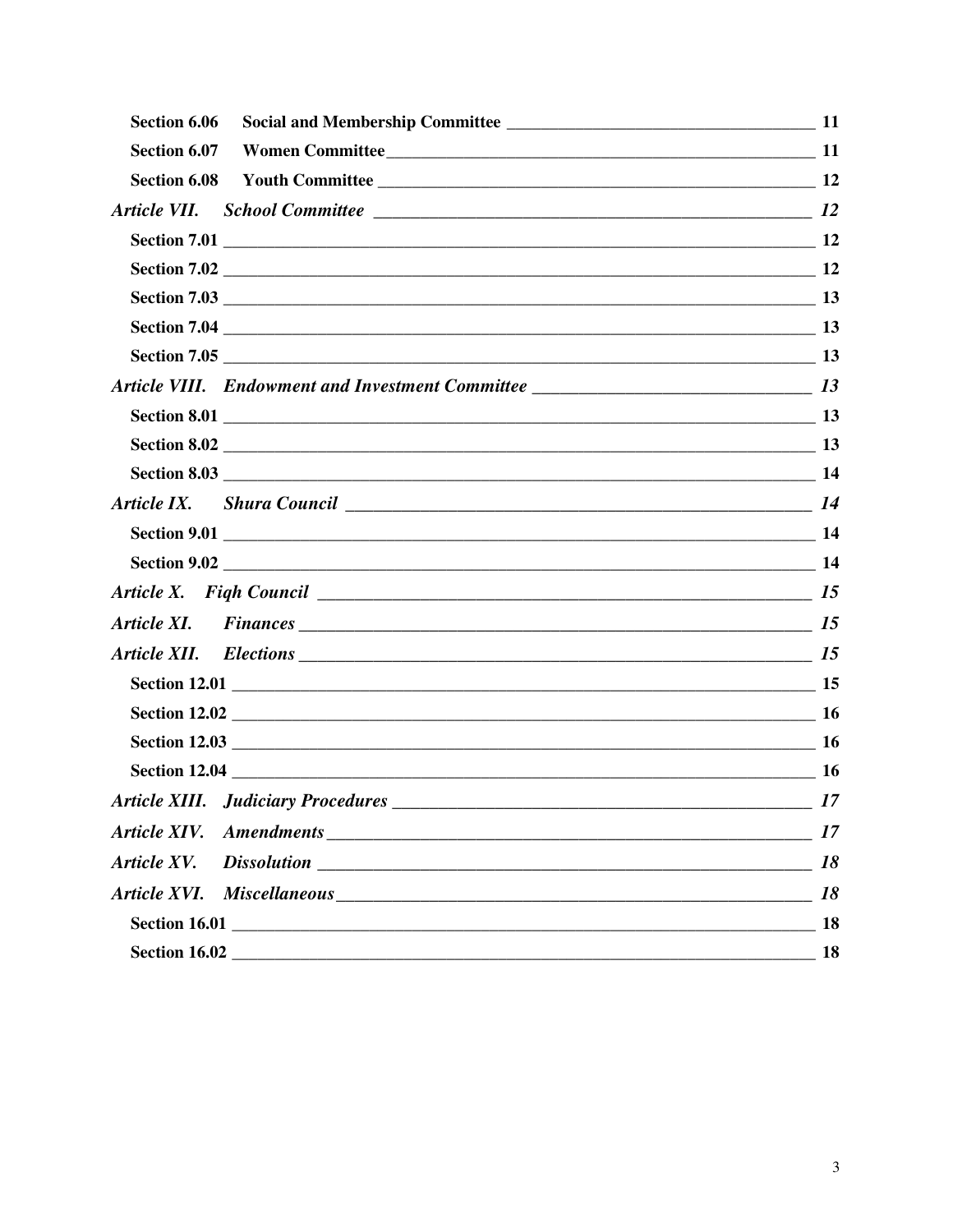**Section 6.06 Social and Membership Committee** ____________________________________ **11**

**Section 6.07 Women Committee** ___________________________________________________ **11**

**Section 6.08 Youth Committee** ____________________________________________________ **12**

***Article VII. School Committee*** _________________________________________________ ***12***

**Section 7.01** ______________________________________________________________________ **12**

**Section 7.02** ______________________________________________________________________ **12**

**Section 7.03** ______________________________________________________________________ **13**

**Section 7.04** ______________________________________________________________________ **13**

**Section 7.05** ______________________________________________________________________ **13**

***Article VIII. Endowment and Investment Committee*** ______________________________ ***13***

**Section 8.01** ______________________________________________________________________ **13**

**Section 8.02** ______________________________________________________________________ **13**

**Section 8.03** ______________________________________________________________________ **14**

***Article IX. Shura Council*** ______________________________________________________ ***14***

**Section 9.01** ______________________________________________________________________ **14**

**Section 9.02** ______________________________________________________________________ **14**

***Article X. Fiqh Council*** _________________________________________________________ ***15***

***Article XI. Finances*** ____________________________________________________________ ***15***

***Article XII. Elections*** ___________________________________________________________ ***15***

**Section 12.01** _____________________________________________________________________ **15**

**Section 12.02** _____________________________________________________________________ **16**

**Section 12.03** _____________________________________________________________________ **16**

**Section 12.04** _____________________________________________________________________ **16**

***Article XIII. Judiciary Procedures*** _______________________________________________ ***17***

***Article XIV. Amendments*** ______________________________________________________ ***17***

***Article XV. Dissolution*** ________________________________________________________ ***18***

***Article XVI. Miscellaneous*** _____________________________________________________ ***18***

**Section 16.01** _____________________________________________________________________ **18**

**Section 16.02** _____________________________________________________________________ **18**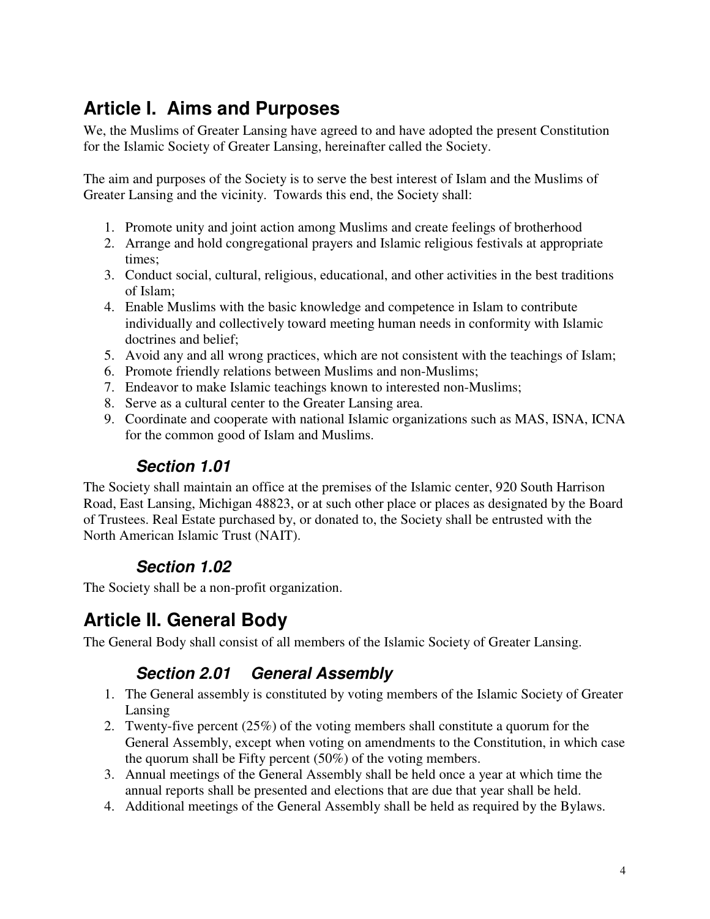## Article I. Aims and Purposes

We, the Muslims of Greater Lansing have agreed to and have adopted the present Constitution for the Islamic Society of Greater Lansing, hereinafter called the Society.

The aim and purposes of the Society is to serve the best interest of Islam and the Muslims of Greater Lansing and the vicinity. Towards this end, the Society shall:

1. Promote unity and joint action among Muslims and create feelings of brotherhood
2. Arrange and hold congregational prayers and Islamic religious festivals at appropriate times;
3. Conduct social, cultural, religious, educational, and other activities in the best traditions of Islam;
4. Enable Muslims with the basic knowledge and competence in Islam to contribute individually and collectively toward meeting human needs in conformity with Islamic doctrines and belief;
5. Avoid any and all wrong practices, which are not consistent with the teachings of Islam;
6. Promote friendly relations between Muslims and non-Muslims;
7. Endeavor to make Islamic teachings known to interested non-Muslims;
8. Serve as a cultural center to the Greater Lansing area.
9. Coordinate and cooperate with national Islamic organizations such as MAS, ISNA, ICNA for the common good of Islam and Muslims.

### *Section 1.01*

The Society shall maintain an office at the premises of the Islamic center, 920 South Harrison Road, East Lansing, Michigan 48823, or at such other place or places as designated by the Board of Trustees. Real Estate purchased by, or donated to, the Society shall be entrusted with the North American Islamic Trust (NAIT).

### *Section 1.02*

The Society shall be a non-profit organization.

## Article II. General Body

The General Body shall consist of all members of the Islamic Society of Greater Lansing.

### *Section 2.01 General Assembly*

1. The General assembly is constituted by voting members of the Islamic Society of Greater Lansing
2. Twenty-five percent (25%) of the voting members shall constitute a quorum for the General Assembly, except when voting on amendments to the Constitution, in which case the quorum shall be Fifty percent (50%) of the voting members.
3. Annual meetings of the General Assembly shall be held once a year at which time the annual reports shall be presented and elections that are due that year shall be held.
4. Additional meetings of the General Assembly shall be held as required by the Bylaws.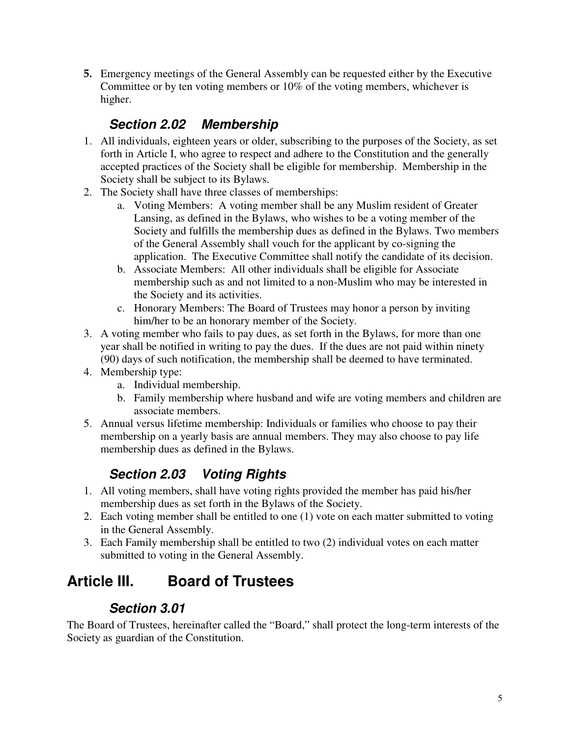5. Emergency meetings of the General Assembly can be requested either by the Executive Committee or by ten voting members or 10% of the voting members, whichever is higher.

### *Section 2.02 Membership*

1. All individuals, eighteen years or older, subscribing to the purposes of the Society, as set forth in Article I, who agree to respect and adhere to the Constitution and the generally accepted practices of the Society shall be eligible for membership. Membership in the Society shall be subject to its Bylaws.
2. The Society shall have three classes of memberships:
   a. Voting Members: A voting member shall be any Muslim resident of Greater Lansing, as defined in the Bylaws, who wishes to be a voting member of the Society and fulfills the membership dues as defined in the Bylaws. Two members of the General Assembly shall vouch for the applicant by co-signing the application. The Executive Committee shall notify the candidate of its decision.
   b. Associate Members: All other individuals shall be eligible for Associate membership such as and not limited to a non-Muslim who may be interested in the Society and its activities.
   c. Honorary Members: The Board of Trustees may honor a person by inviting him/her to be an honorary member of the Society.
3. A voting member who fails to pay dues, as set forth in the Bylaws, for more than one year shall be notified in writing to pay the dues. If the dues are not paid within ninety (90) days of such notification, the membership shall be deemed to have terminated.
4. Membership type:
   a. Individual membership.
   b. Family membership where husband and wife are voting members and children are associate members.
5. Annual versus lifetime membership: Individuals or families who choose to pay their membership on a yearly basis are annual members. They may also choose to pay life membership dues as defined in the Bylaws.

### *Section 2.03 Voting Rights*

1. All voting members, shall have voting rights provided the member has paid his/her membership dues as set forth in the Bylaws of the Society.
2. Each voting member shall be entitled to one (1) vote on each matter submitted to voting in the General Assembly.
3. Each Family membership shall be entitled to two (2) individual votes on each matter submitted to voting in the General Assembly.

## Article III. Board of Trustees

### *Section 3.01*

The Board of Trustees, hereinafter called the "Board," shall protect the long-term interests of the Society as guardian of the Constitution.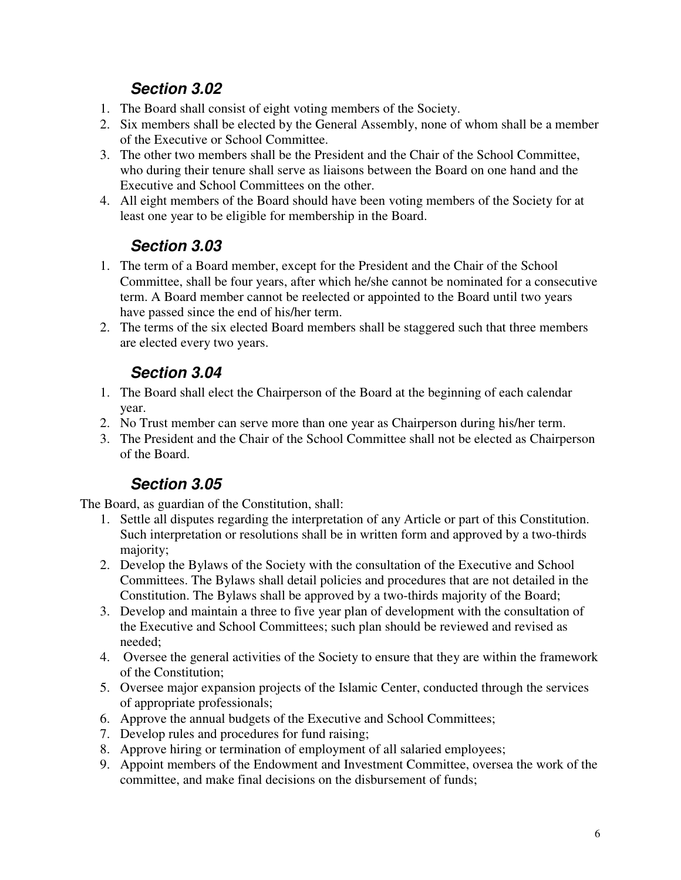### *Section 3.02*

1. The Board shall consist of eight voting members of the Society.
2. Six members shall be elected by the General Assembly, none of whom shall be a member of the Executive or School Committee.
3. The other two members shall be the President and the Chair of the School Committee, who during their tenure shall serve as liaisons between the Board on one hand and the Executive and School Committees on the other.
4. All eight members of the Board should have been voting members of the Society for at least one year to be eligible for membership in the Board.

### *Section 3.03*

1. The term of a Board member, except for the President and the Chair of the School Committee, shall be four years, after which he/she cannot be nominated for a consecutive term. A Board member cannot be reelected or appointed to the Board until two years have passed since the end of his/her term.
2. The terms of the six elected Board members shall be staggered such that three members are elected every two years.

### *Section 3.04*

1. The Board shall elect the Chairperson of the Board at the beginning of each calendar year.
2. No Trust member can serve more than one year as Chairperson during his/her term.
3. The President and the Chair of the School Committee shall not be elected as Chairperson of the Board.

### *Section 3.05*

The Board, as guardian of the Constitution, shall:

1. Settle all disputes regarding the interpretation of any Article or part of this Constitution. Such interpretation or resolutions shall be in written form and approved by a two-thirds majority;
2. Develop the Bylaws of the Society with the consultation of the Executive and School Committees. The Bylaws shall detail policies and procedures that are not detailed in the Constitution. The Bylaws shall be approved by a two-thirds majority of the Board;
3. Develop and maintain a three to five year plan of development with the consultation of the Executive and School Committees; such plan should be reviewed and revised as needed;
4. Oversee the general activities of the Society to ensure that they are within the framework of the Constitution;
5. Oversee major expansion projects of the Islamic Center, conducted through the services of appropriate professionals;
6. Approve the annual budgets of the Executive and School Committees;
7. Develop rules and procedures for fund raising;
8. Approve hiring or termination of employment of all salaried employees;
9. Appoint members of the Endowment and Investment Committee, oversea the work of the committee, and make final decisions on the disbursement of funds;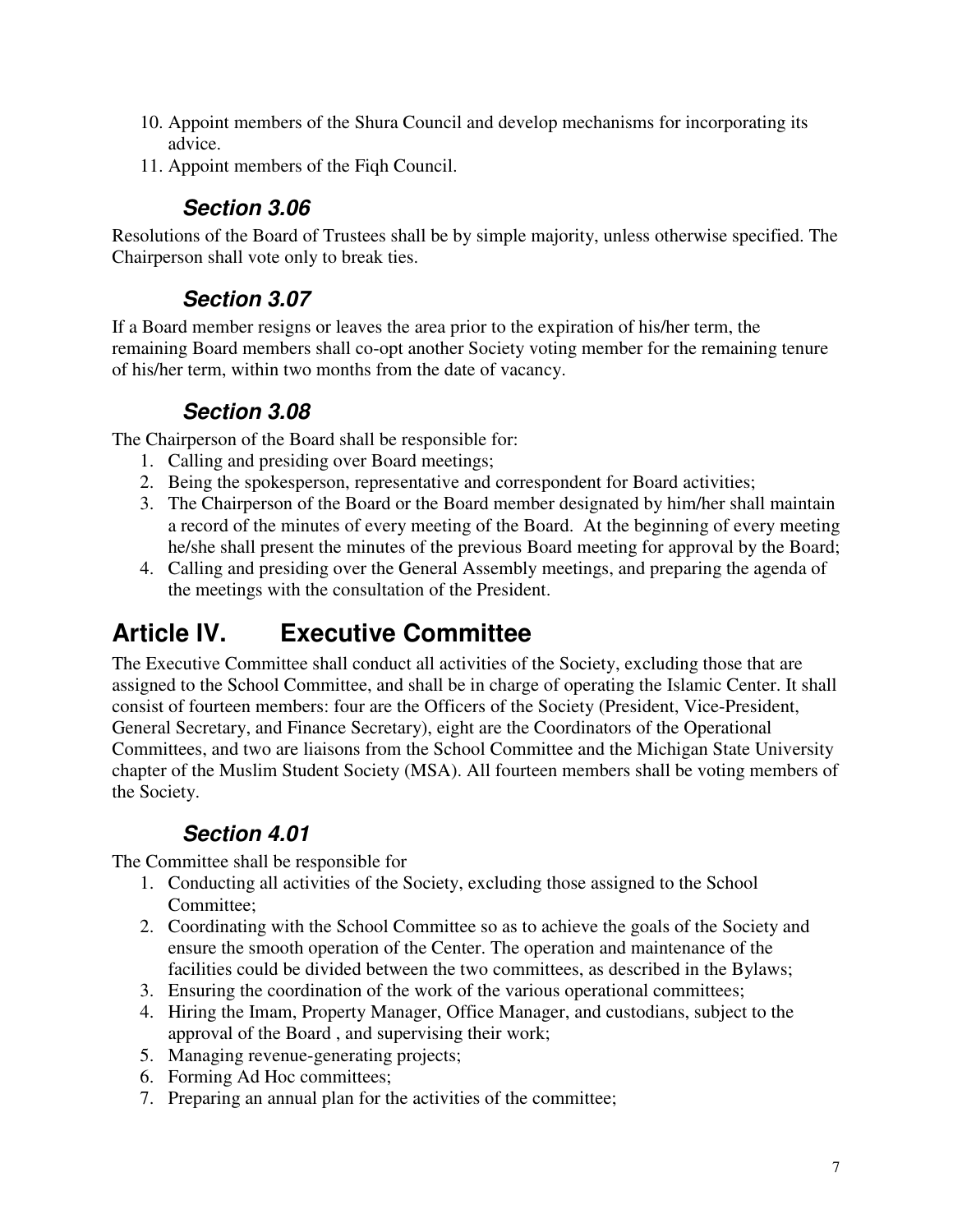10. Appoint members of the Shura Council and develop mechanisms for incorporating its advice.
11. Appoint members of the Fiqh Council.

### *Section 3.06*

Resolutions of the Board of Trustees shall be by simple majority, unless otherwise specified. The Chairperson shall vote only to break ties.

### *Section 3.07*

If a Board member resigns or leaves the area prior to the expiration of his/her term, the remaining Board members shall co-opt another Society voting member for the remaining tenure of his/her term, within two months from the date of vacancy.

### *Section 3.08*

The Chairperson of the Board shall be responsible for:

1. Calling and presiding over Board meetings;
2. Being the spokesperson, representative and correspondent for Board activities;
3. The Chairperson of the Board or the Board member designated by him/her shall maintain a record of the minutes of every meeting of the Board. At the beginning of every meeting he/she shall present the minutes of the previous Board meeting for approval by the Board;
4. Calling and presiding over the General Assembly meetings, and preparing the agenda of the meetings with the consultation of the President.

## Article IV. Executive Committee

The Executive Committee shall conduct all activities of the Society, excluding those that are assigned to the School Committee, and shall be in charge of operating the Islamic Center. It shall consist of fourteen members: four are the Officers of the Society (President, Vice-President, General Secretary, and Finance Secretary), eight are the Coordinators of the Operational Committees, and two are liaisons from the School Committee and the Michigan State University chapter of the Muslim Student Society (MSA). All fourteen members shall be voting members of the Society.

### *Section 4.01*

The Committee shall be responsible for

1. Conducting all activities of the Society, excluding those assigned to the School Committee;
2. Coordinating with the School Committee so as to achieve the goals of the Society and ensure the smooth operation of the Center. The operation and maintenance of the facilities could be divided between the two committees, as described in the Bylaws;
3. Ensuring the coordination of the work of the various operational committees;
4. Hiring the Imam, Property Manager, Office Manager, and custodians, subject to the approval of the Board , and supervising their work;
5. Managing revenue-generating projects;
6. Forming Ad Hoc committees;
7. Preparing an annual plan for the activities of the committee;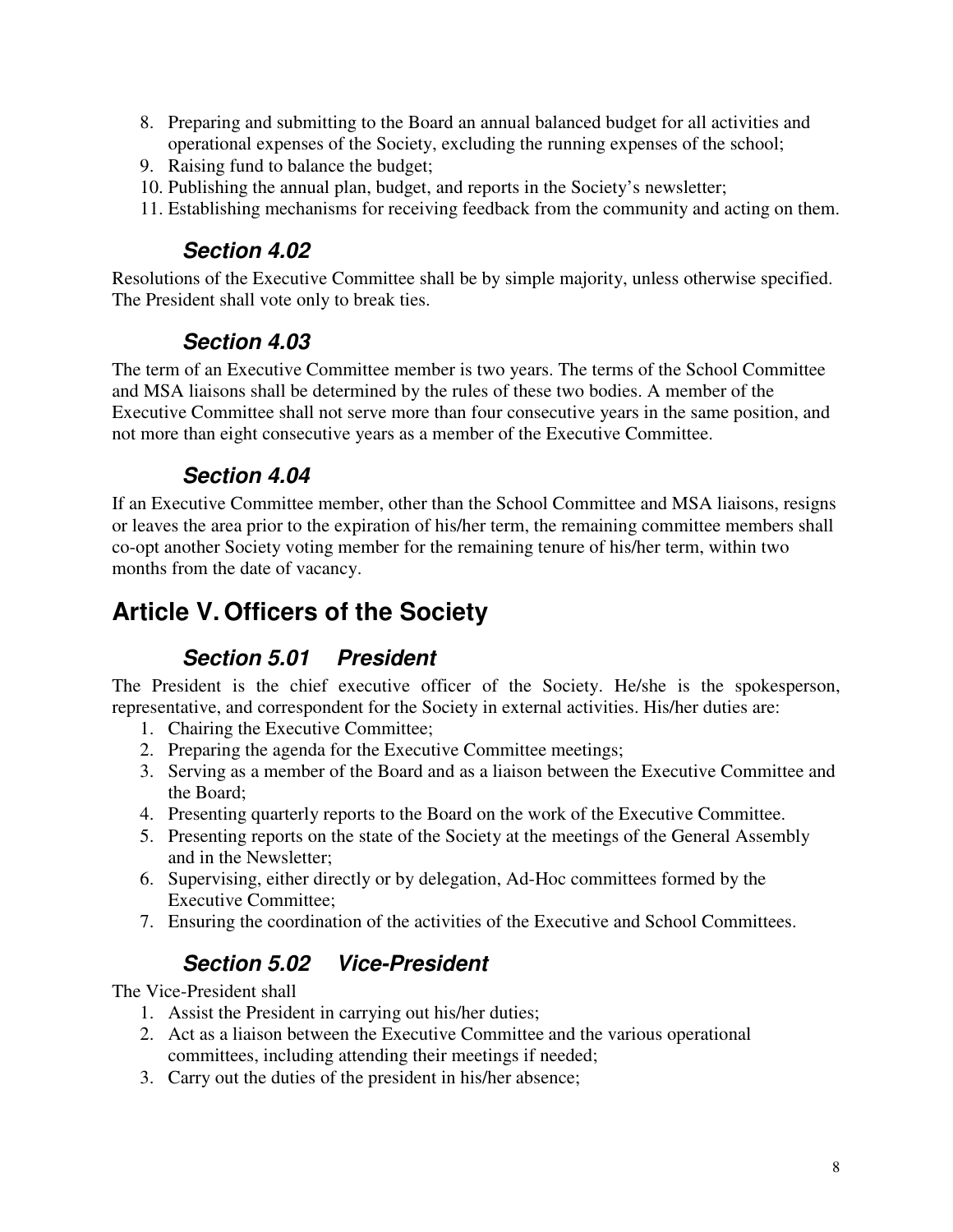8. Preparing and submitting to the Board an annual balanced budget for all activities and operational expenses of the Society, excluding the running expenses of the school;
9. Raising fund to balance the budget;
10. Publishing the annual plan, budget, and reports in the Society's newsletter;
11. Establishing mechanisms for receiving feedback from the community and acting on them.

### *Section 4.02*

Resolutions of the Executive Committee shall be by simple majority, unless otherwise specified. The President shall vote only to break ties.

### *Section 4.03*

The term of an Executive Committee member is two years. The terms of the School Committee and MSA liaisons shall be determined by the rules of these two bodies. A member of the Executive Committee shall not serve more than four consecutive years in the same position, and not more than eight consecutive years as a member of the Executive Committee.

### *Section 4.04*

If an Executive Committee member, other than the School Committee and MSA liaisons, resigns or leaves the area prior to the expiration of his/her term, the remaining committee members shall co-opt another Society voting member for the remaining tenure of his/her term, within two months from the date of vacancy.

## Article V. Officers of the Society

### *Section 5.01 President*

The President is the chief executive officer of the Society. He/she is the spokesperson, representative, and correspondent for the Society in external activities. His/her duties are:

1. Chairing the Executive Committee;
2. Preparing the agenda for the Executive Committee meetings;
3. Serving as a member of the Board and as a liaison between the Executive Committee and the Board;
4. Presenting quarterly reports to the Board on the work of the Executive Committee.
5. Presenting reports on the state of the Society at the meetings of the General Assembly and in the Newsletter;
6. Supervising, either directly or by delegation, Ad-Hoc committees formed by the Executive Committee;
7. Ensuring the coordination of the activities of the Executive and School Committees.

### *Section 5.02 Vice-President*

The Vice-President shall

1. Assist the President in carrying out his/her duties;
2. Act as a liaison between the Executive Committee and the various operational committees, including attending their meetings if needed;
3. Carry out the duties of the president in his/her absence;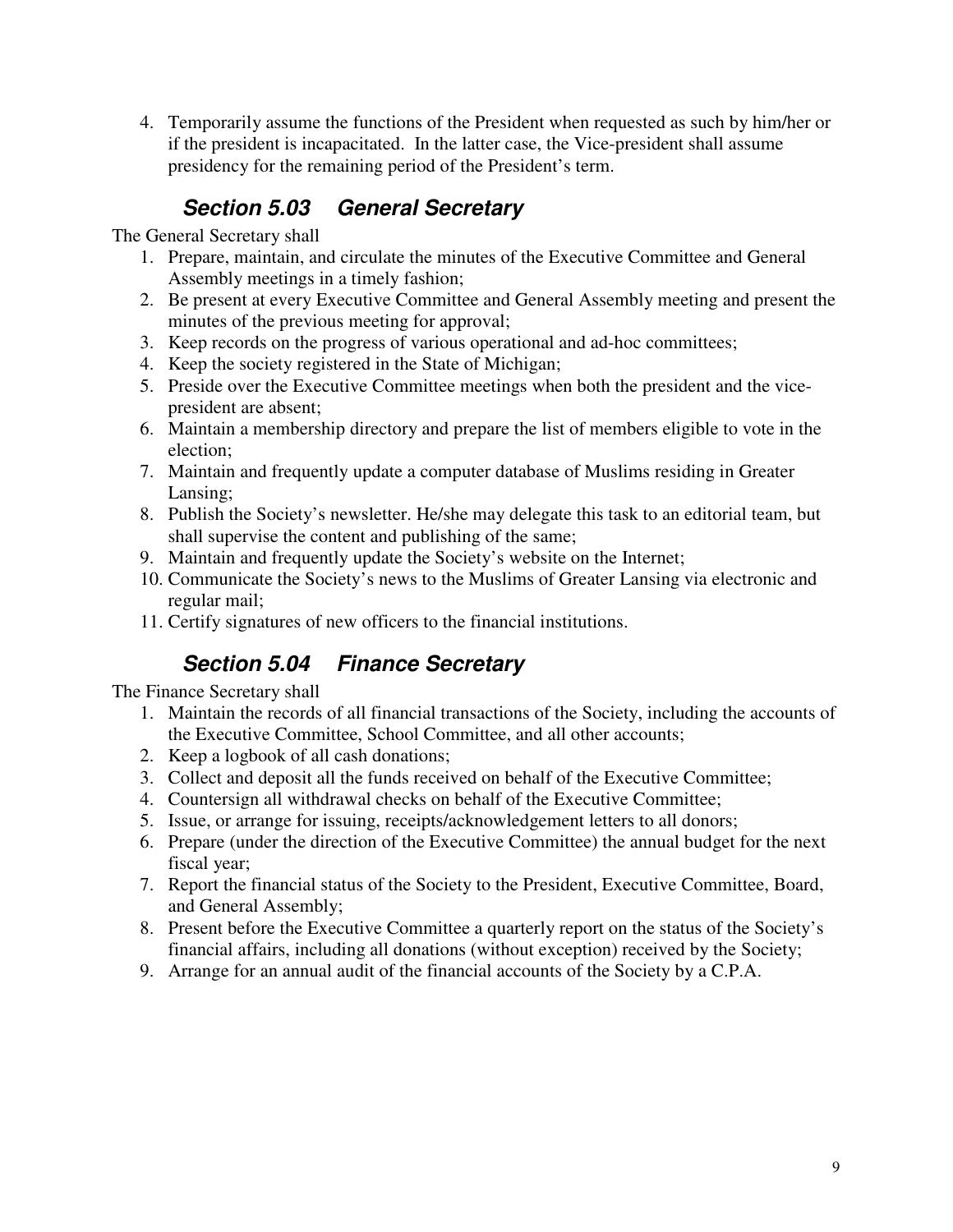4. Temporarily assume the functions of the President when requested as such by him/her or if the president is incapacitated. In the latter case, the Vice-president shall assume presidency for the remaining period of the President's term.

### *Section 5.03 General Secretary*

The General Secretary shall

1. Prepare, maintain, and circulate the minutes of the Executive Committee and General Assembly meetings in a timely fashion;
2. Be present at every Executive Committee and General Assembly meeting and present the minutes of the previous meeting for approval;
3. Keep records on the progress of various operational and ad-hoc committees;
4. Keep the society registered in the State of Michigan;
5. Preside over the Executive Committee meetings when both the president and the vice-president are absent;
6. Maintain a membership directory and prepare the list of members eligible to vote in the election;
7. Maintain and frequently update a computer database of Muslims residing in Greater Lansing;
8. Publish the Society's newsletter. He/she may delegate this task to an editorial team, but shall supervise the content and publishing of the same;
9. Maintain and frequently update the Society's website on the Internet;
10. Communicate the Society's news to the Muslims of Greater Lansing via electronic and regular mail;
11. Certify signatures of new officers to the financial institutions.

### *Section 5.04 Finance Secretary*

The Finance Secretary shall

1. Maintain the records of all financial transactions of the Society, including the accounts of the Executive Committee, School Committee, and all other accounts;
2. Keep a logbook of all cash donations;
3. Collect and deposit all the funds received on behalf of the Executive Committee;
4. Countersign all withdrawal checks on behalf of the Executive Committee;
5. Issue, or arrange for issuing, receipts/acknowledgement letters to all donors;
6. Prepare (under the direction of the Executive Committee) the annual budget for the next fiscal year;
7. Report the financial status of the Society to the President, Executive Committee, Board, and General Assembly;
8. Present before the Executive Committee a quarterly report on the status of the Society's financial affairs, including all donations (without exception) received by the Society;
9. Arrange for an annual audit of the financial accounts of the Society by a C.P.A.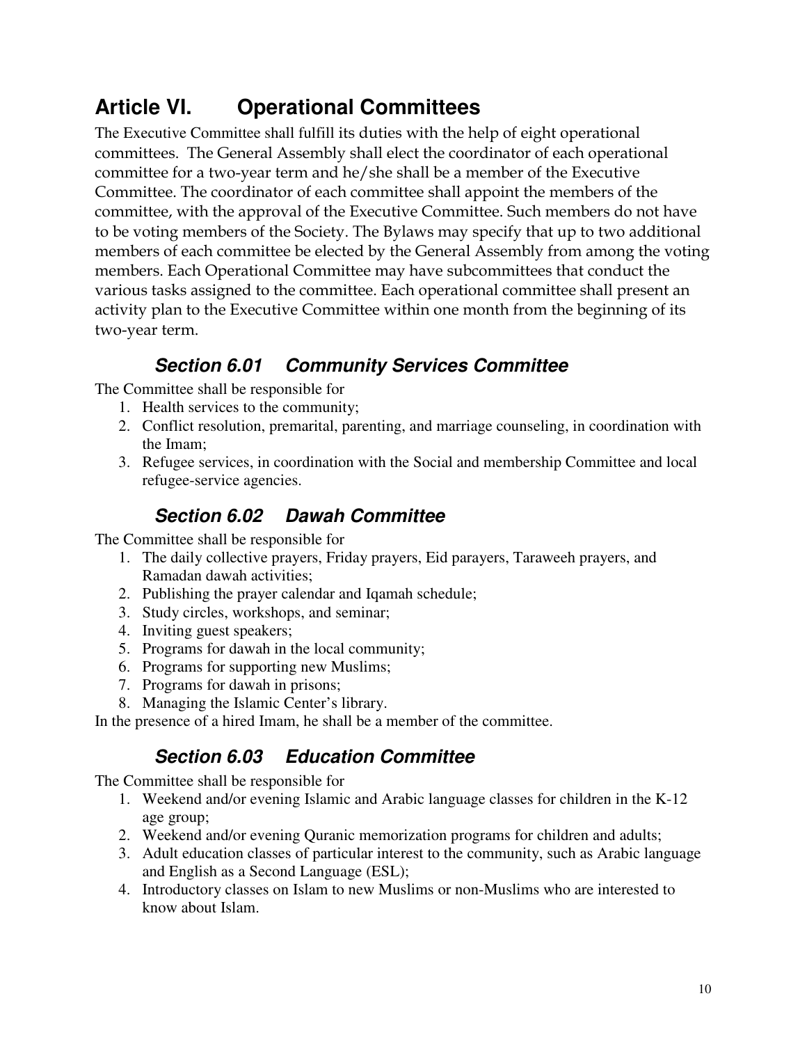# Article VI. Operational Committees

The Executive Committee shall fulfill its duties with the help of eight operational committees. The General Assembly shall elect the coordinator of each operational committee for a two-year term and he/she shall be a member of the Executive Committee. The coordinator of each committee shall appoint the members of the committee, with the approval of the Executive Committee. Such members do not have to be voting members of the Society. The Bylaws may specify that up to two additional members of each committee be elected by the General Assembly from among the voting members. Each Operational Committee may have subcommittees that conduct the various tasks assigned to the committee. Each operational committee shall present an activity plan to the Executive Committee within one month from the beginning of its two-year term.

## *Section 6.01 Community Services Committee*

The Committee shall be responsible for

1. Health services to the community;
2. Conflict resolution, premarital, parenting, and marriage counseling, in coordination with the Imam;
3. Refugee services, in coordination with the Social and membership Committee and local refugee-service agencies.

## *Section 6.02 Dawah Committee*

The Committee shall be responsible for

1. The daily collective prayers, Friday prayers, Eid parayers, Taraweeh prayers, and Ramadan dawah activities;
2. Publishing the prayer calendar and Iqamah schedule;
3. Study circles, workshops, and seminar;
4. Inviting guest speakers;
5. Programs for dawah in the local community;
6. Programs for supporting new Muslims;
7. Programs for dawah in prisons;
8. Managing the Islamic Center's library.

In the presence of a hired Imam, he shall be a member of the committee.

## *Section 6.03 Education Committee*

The Committee shall be responsible for

1. Weekend and/or evening Islamic and Arabic language classes for children in the K-12 age group;
2. Weekend and/or evening Quranic memorization programs for children and adults;
3. Adult education classes of particular interest to the community, such as Arabic language and English as a Second Language (ESL);
4. Introductory classes on Islam to new Muslims or non-Muslims who are interested to know about Islam.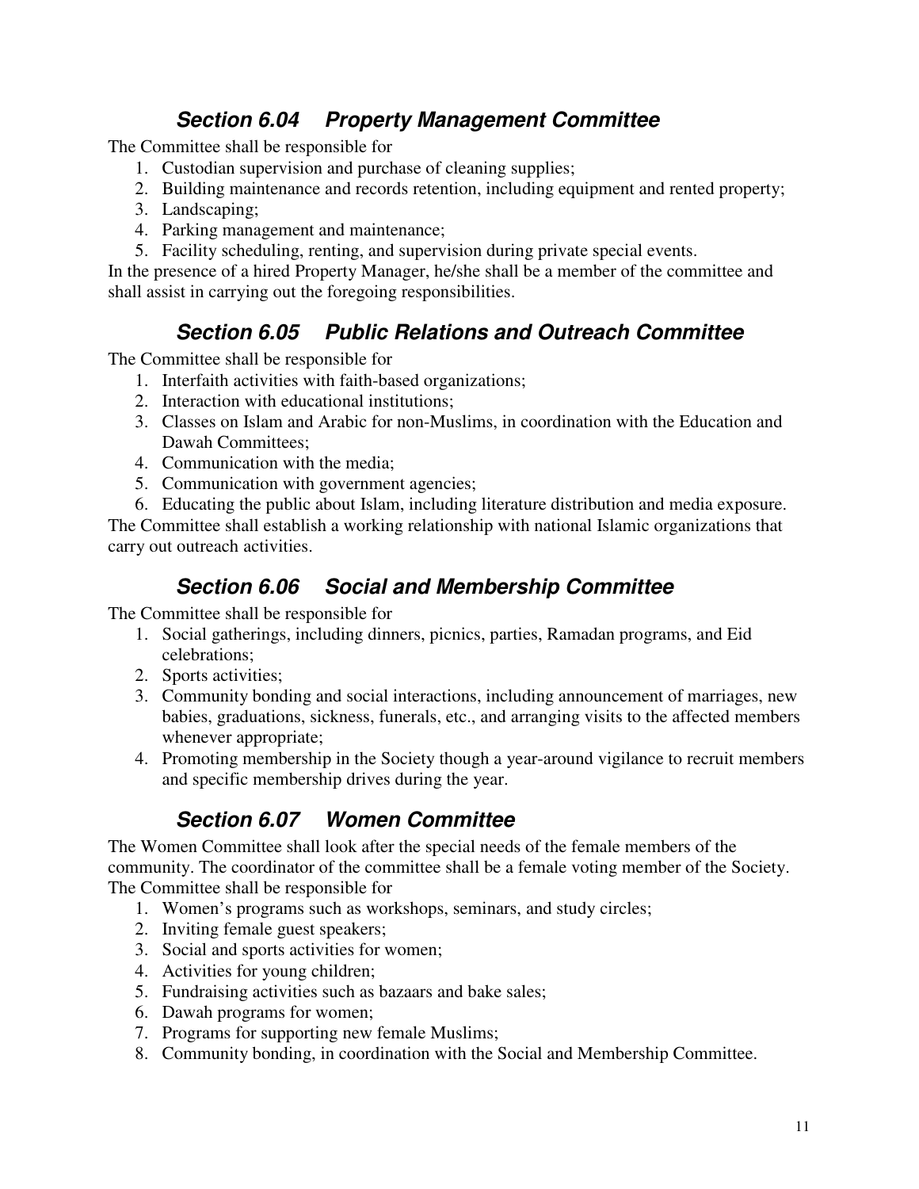### *Section 6.04 Property Management Committee*

The Committee shall be responsible for

1. Custodian supervision and purchase of cleaning supplies;
2. Building maintenance and records retention, including equipment and rented property;
3. Landscaping;
4. Parking management and maintenance;
5. Facility scheduling, renting, and supervision during private special events.

In the presence of a hired Property Manager, he/she shall be a member of the committee and shall assist in carrying out the foregoing responsibilities.

### *Section 6.05 Public Relations and Outreach Committee*

The Committee shall be responsible for

1. Interfaith activities with faith-based organizations;
2. Interaction with educational institutions;
3. Classes on Islam and Arabic for non-Muslims, in coordination with the Education and Dawah Committees;
4. Communication with the media;
5. Communication with government agencies;
6. Educating the public about Islam, including literature distribution and media exposure.

The Committee shall establish a working relationship with national Islamic organizations that carry out outreach activities.

### *Section 6.06 Social and Membership Committee*

The Committee shall be responsible for

1. Social gatherings, including dinners, picnics, parties, Ramadan programs, and Eid celebrations;
2. Sports activities;
3. Community bonding and social interactions, including announcement of marriages, new babies, graduations, sickness, funerals, etc., and arranging visits to the affected members whenever appropriate;
4. Promoting membership in the Society though a year-around vigilance to recruit members and specific membership drives during the year.

### *Section 6.07 Women Committee*

The Women Committee shall look after the special needs of the female members of the community. The coordinator of the committee shall be a female voting member of the Society. The Committee shall be responsible for

1. Women's programs such as workshops, seminars, and study circles;
2. Inviting female guest speakers;
3. Social and sports activities for women;
4. Activities for young children;
5. Fundraising activities such as bazaars and bake sales;
6. Dawah programs for women;
7. Programs for supporting new female Muslims;
8. Community bonding, in coordination with the Social and Membership Committee.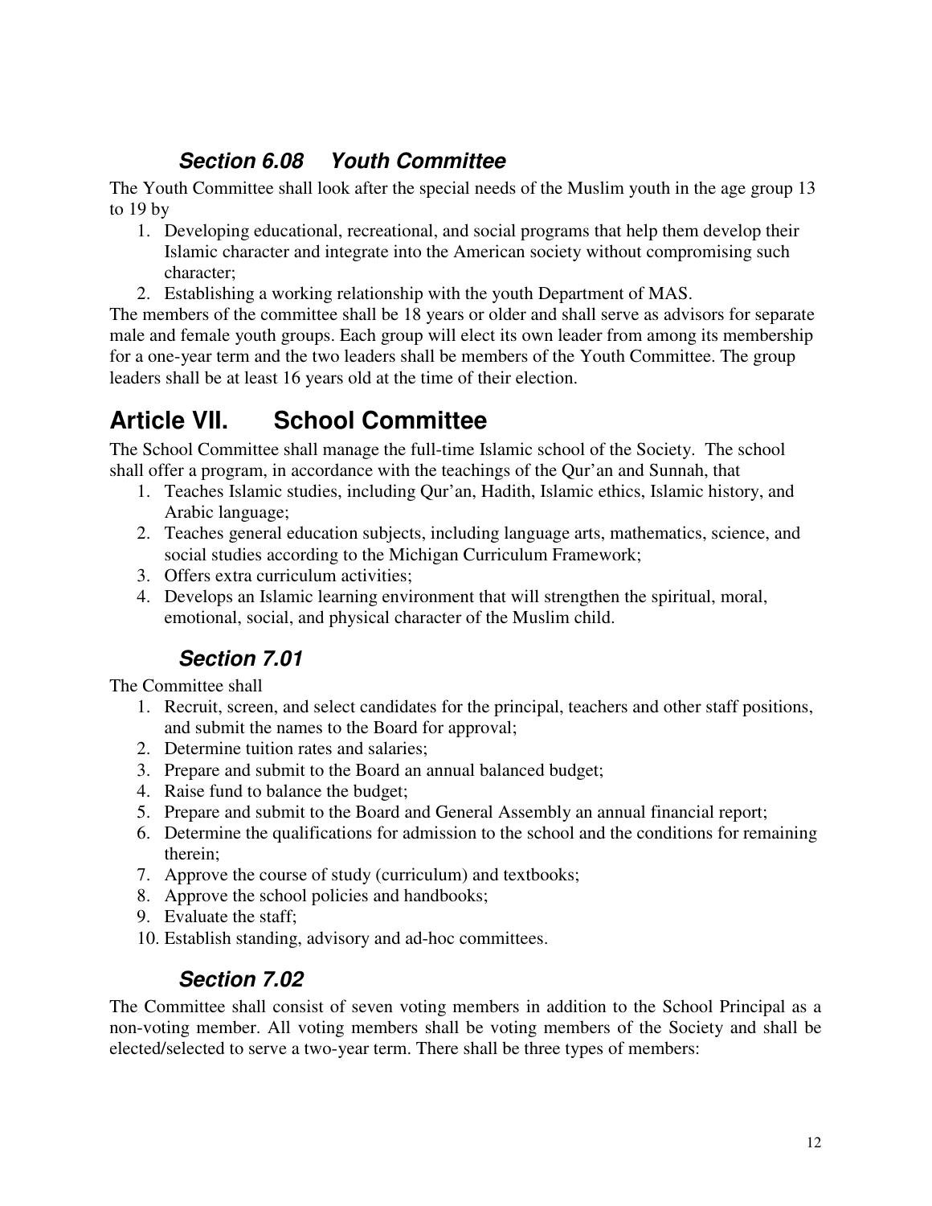### *Section 6.08 Youth Committee*

The Youth Committee shall look after the special needs of the Muslim youth in the age group 13 to 19 by

1. Developing educational, recreational, and social programs that help them develop their Islamic character and integrate into the American society without compromising such character;
2. Establishing a working relationship with the youth Department of MAS.

The members of the committee shall be 18 years or older and shall serve as advisors for separate male and female youth groups. Each group will elect its own leader from among its membership for a one-year term and the two leaders shall be members of the Youth Committee. The group leaders shall be at least 16 years old at the time of their election.

## Article VII. School Committee

The School Committee shall manage the full-time Islamic school of the Society. The school shall offer a program, in accordance with the teachings of the Qur'an and Sunnah, that

1. Teaches Islamic studies, including Qur'an, Hadith, Islamic ethics, Islamic history, and Arabic language;
2. Teaches general education subjects, including language arts, mathematics, science, and social studies according to the Michigan Curriculum Framework;
3. Offers extra curriculum activities;
4. Develops an Islamic learning environment that will strengthen the spiritual, moral, emotional, social, and physical character of the Muslim child.

### *Section 7.01*

The Committee shall

1. Recruit, screen, and select candidates for the principal, teachers and other staff positions, and submit the names to the Board for approval;
2. Determine tuition rates and salaries;
3. Prepare and submit to the Board an annual balanced budget;
4. Raise fund to balance the budget;
5. Prepare and submit to the Board and General Assembly an annual financial report;
6. Determine the qualifications for admission to the school and the conditions for remaining therein;
7. Approve the course of study (curriculum) and textbooks;
8. Approve the school policies and handbooks;
9. Evaluate the staff;
10. Establish standing, advisory and ad-hoc committees.

### *Section 7.02*

The Committee shall consist of seven voting members in addition to the School Principal as a non-voting member. All voting members shall be voting members of the Society and shall be elected/selected to serve a two-year term. There shall be three types of members: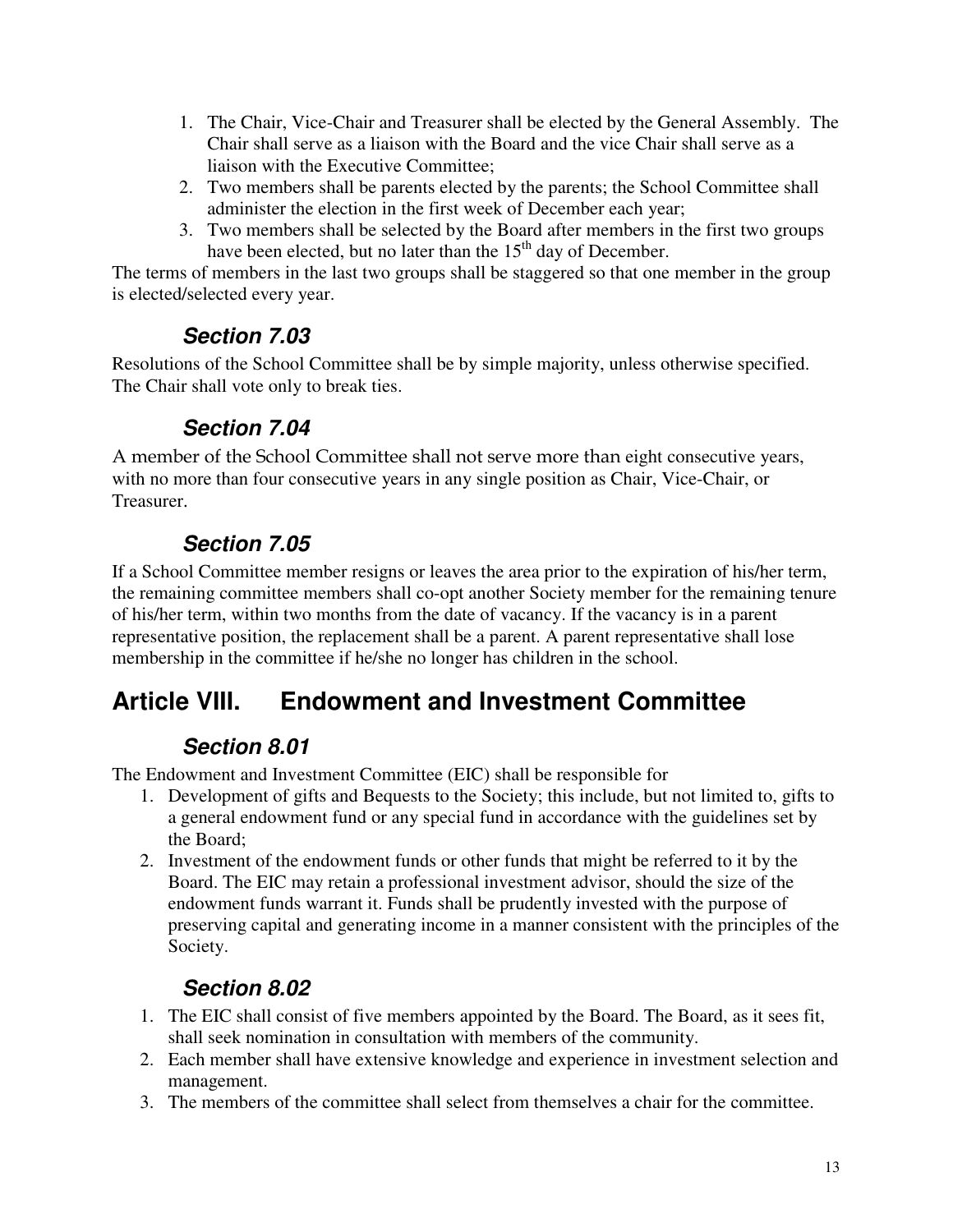1. The Chair, Vice-Chair and Treasurer shall be elected by the General Assembly. The Chair shall serve as a liaison with the Board and the vice Chair shall serve as a liaison with the Executive Committee;
2. Two members shall be parents elected by the parents; the School Committee shall administer the election in the first week of December each year;
3. Two members shall be selected by the Board after members in the first two groups have been elected, but no later than the 15th day of December.

The terms of members in the last two groups shall be staggered so that one member in the group is elected/selected every year.

### *Section 7.03*

Resolutions of the School Committee shall be by simple majority, unless otherwise specified. The Chair shall vote only to break ties.

### *Section 7.04*

A member of the School Committee shall not serve more than eight consecutive years, with no more than four consecutive years in any single position as Chair, Vice-Chair, or Treasurer.

### *Section 7.05*

If a School Committee member resigns or leaves the area prior to the expiration of his/her term, the remaining committee members shall co-opt another Society member for the remaining tenure of his/her term, within two months from the date of vacancy. If the vacancy is in a parent representative position, the replacement shall be a parent. A parent representative shall lose membership in the committee if he/she no longer has children in the school.

## Article VIII. Endowment and Investment Committee

### *Section 8.01*

The Endowment and Investment Committee (EIC) shall be responsible for

1. Development of gifts and Bequests to the Society; this include, but not limited to, gifts to a general endowment fund or any special fund in accordance with the guidelines set by the Board;
2. Investment of the endowment funds or other funds that might be referred to it by the Board. The EIC may retain a professional investment advisor, should the size of the endowment funds warrant it. Funds shall be prudently invested with the purpose of preserving capital and generating income in a manner consistent with the principles of the Society.

### *Section 8.02*

1. The EIC shall consist of five members appointed by the Board. The Board, as it sees fit, shall seek nomination in consultation with members of the community.
2. Each member shall have extensive knowledge and experience in investment selection and management.
3. The members of the committee shall select from themselves a chair for the committee.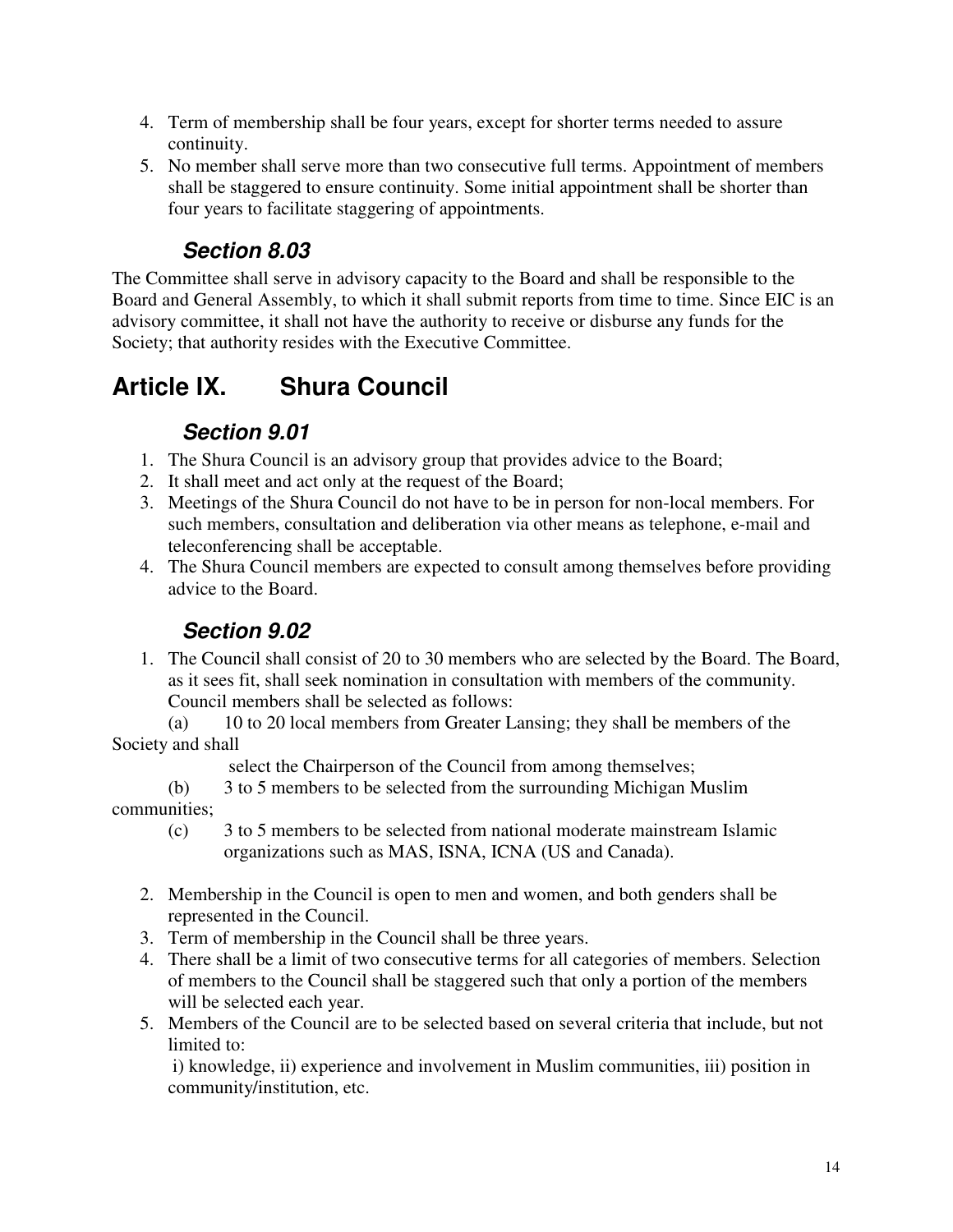4. Term of membership shall be four years, except for shorter terms needed to assure continuity.
5. No member shall serve more than two consecutive full terms. Appointment of members shall be staggered to ensure continuity. Some initial appointment shall be shorter than four years to facilitate staggering of appointments.

### *Section 8.03*

The Committee shall serve in advisory capacity to the Board and shall be responsible to the Board and General Assembly, to which it shall submit reports from time to time. Since EIC is an advisory committee, it shall not have the authority to receive or disburse any funds for the Society; that authority resides with the Executive Committee.

## Article IX. Shura Council

### *Section 9.01*

1. The Shura Council is an advisory group that provides advice to the Board;
2. It shall meet and act only at the request of the Board;
3. Meetings of the Shura Council do not have to be in person for non-local members. For such members, consultation and deliberation via other means as telephone, e-mail and teleconferencing shall be acceptable.
4. The Shura Council members are expected to consult among themselves before providing advice to the Board.

### *Section 9.02*

1. The Council shall consist of 20 to 30 members who are selected by the Board. The Board, as it sees fit, shall seek nomination in consultation with members of the community. Council members shall be selected as follows:

   (a) 10 to 20 local members from Greater Lansing; they shall be members of the Society and shall select the Chairperson of the Council from among themselves;

   (b) 3 to 5 members to be selected from the surrounding Michigan Muslim communities;

   (c) 3 to 5 members to be selected from national moderate mainstream Islamic organizations such as MAS, ISNA, ICNA (US and Canada).

2. Membership in the Council is open to men and women, and both genders shall be represented in the Council.
3. Term of membership in the Council shall be three years.
4. There shall be a limit of two consecutive terms for all categories of members. Selection of members to the Council shall be staggered such that only a portion of the members will be selected each year.
5. Members of the Council are to be selected based on several criteria that include, but not limited to:
   i) knowledge, ii) experience and involvement in Muslim communities, iii) position in community/institution, etc.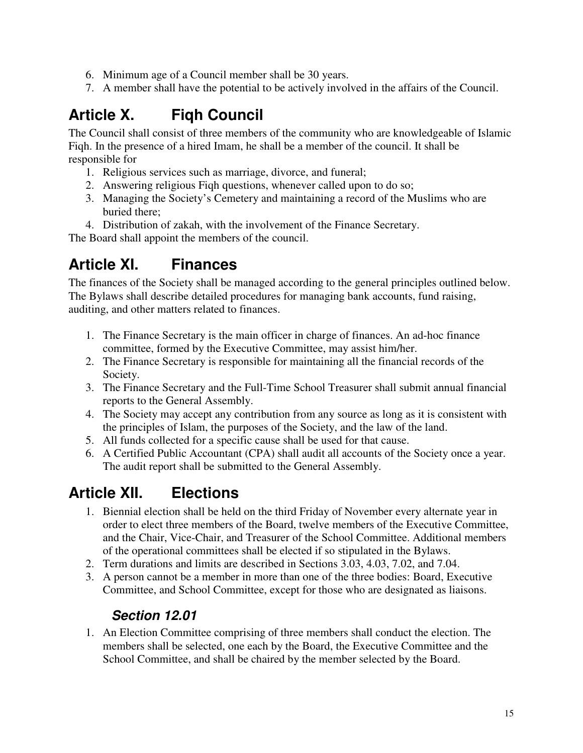6. Minimum age of a Council member shall be 30 years.
7. A member shall have the potential to be actively involved in the affairs of the Council.

# Article X. Fiqh Council

The Council shall consist of three members of the community who are knowledgeable of Islamic Fiqh. In the presence of a hired Imam, he shall be a member of the council. It shall be responsible for

1. Religious services such as marriage, divorce, and funeral;
2. Answering religious Fiqh questions, whenever called upon to do so;
3. Managing the Society's Cemetery and maintaining a record of the Muslims who are buried there;
4. Distribution of zakah, with the involvement of the Finance Secretary.

The Board shall appoint the members of the council.

# Article XI. Finances

The finances of the Society shall be managed according to the general principles outlined below. The Bylaws shall describe detailed procedures for managing bank accounts, fund raising, auditing, and other matters related to finances.

1. The Finance Secretary is the main officer in charge of finances. An ad-hoc finance committee, formed by the Executive Committee, may assist him/her.
2. The Finance Secretary is responsible for maintaining all the financial records of the Society.
3. The Finance Secretary and the Full-Time School Treasurer shall submit annual financial reports to the General Assembly.
4. The Society may accept any contribution from any source as long as it is consistent with the principles of Islam, the purposes of the Society, and the law of the land.
5. All funds collected for a specific cause shall be used for that cause.
6. A Certified Public Accountant (CPA) shall audit all accounts of the Society once a year. The audit report shall be submitted to the General Assembly.

# Article XII. Elections

1. Biennial election shall be held on the third Friday of November every alternate year in order to elect three members of the Board, twelve members of the Executive Committee, and the Chair, Vice-Chair, and Treasurer of the School Committee. Additional members of the operational committees shall be elected if so stipulated in the Bylaws.
2. Term durations and limits are described in Sections 3.03, 4.03, 7.02, and 7.04.
3. A person cannot be a member in more than one of the three bodies: Board, Executive Committee, and School Committee, except for those who are designated as liaisons.

## *Section 12.01*

1. An Election Committee comprising of three members shall conduct the election. The members shall be selected, one each by the Board, the Executive Committee and the School Committee, and shall be chaired by the member selected by the Board.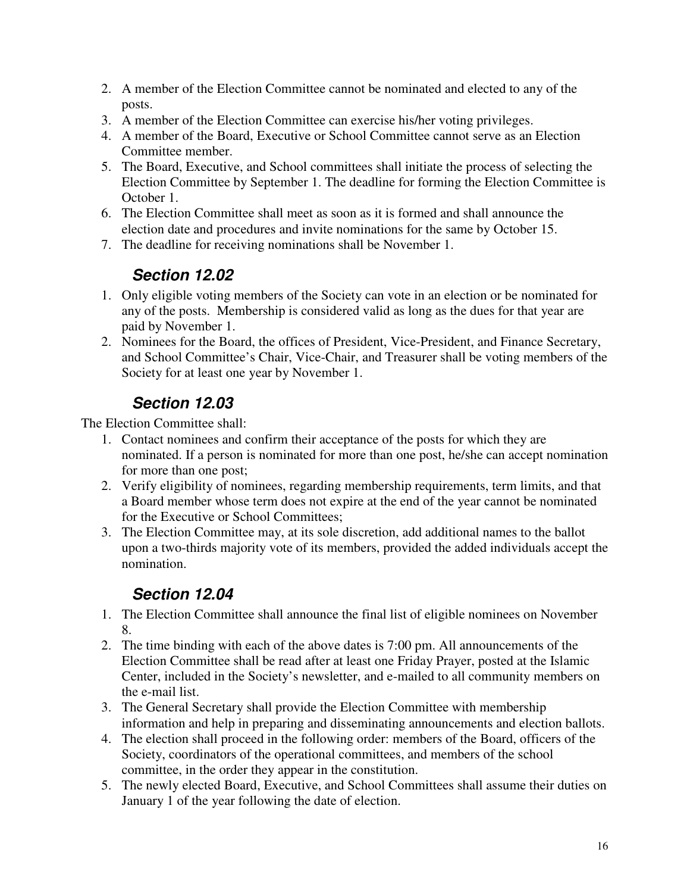2. A member of the Election Committee cannot be nominated and elected to any of the posts.
3. A member of the Election Committee can exercise his/her voting privileges.
4. A member of the Board, Executive or School Committee cannot serve as an Election Committee member.
5. The Board, Executive, and School committees shall initiate the process of selecting the Election Committee by September 1. The deadline for forming the Election Committee is October 1.
6. The Election Committee shall meet as soon as it is formed and shall announce the election date and procedures and invite nominations for the same by October 15.
7. The deadline for receiving nominations shall be November 1.

## *Section 12.02*

1. Only eligible voting members of the Society can vote in an election or be nominated for any of the posts. Membership is considered valid as long as the dues for that year are paid by November 1.
2. Nominees for the Board, the offices of President, Vice-President, and Finance Secretary, and School Committee's Chair, Vice-Chair, and Treasurer shall be voting members of the Society for at least one year by November 1.

## *Section 12.03*

The Election Committee shall:

1. Contact nominees and confirm their acceptance of the posts for which they are nominated. If a person is nominated for more than one post, he/she can accept nomination for more than one post;
2. Verify eligibility of nominees, regarding membership requirements, term limits, and that a Board member whose term does not expire at the end of the year cannot be nominated for the Executive or School Committees;
3. The Election Committee may, at its sole discretion, add additional names to the ballot upon a two-thirds majority vote of its members, provided the added individuals accept the nomination.

## *Section 12.04*

1. The Election Committee shall announce the final list of eligible nominees on November 8.
2. The time binding with each of the above dates is 7:00 pm. All announcements of the Election Committee shall be read after at least one Friday Prayer, posted at the Islamic Center, included in the Society's newsletter, and e-mailed to all community members on the e-mail list.
3. The General Secretary shall provide the Election Committee with membership information and help in preparing and disseminating announcements and election ballots.
4. The election shall proceed in the following order: members of the Board, officers of the Society, coordinators of the operational committees, and members of the school committee, in the order they appear in the constitution.
5. The newly elected Board, Executive, and School Committees shall assume their duties on January 1 of the year following the date of election.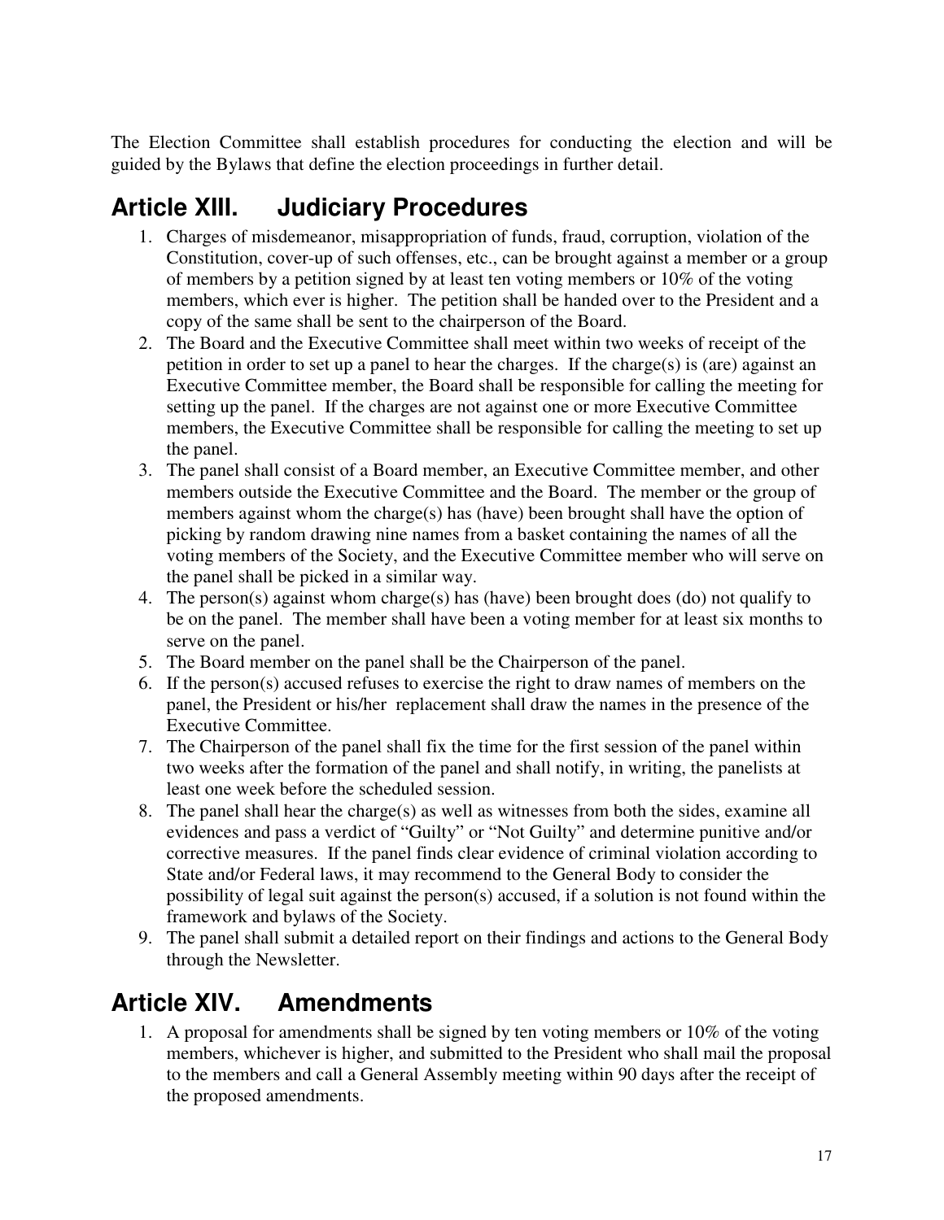The Election Committee shall establish procedures for conducting the election and will be guided by the Bylaws that define the election proceedings in further detail.

## Article XIII. Judiciary Procedures

1. Charges of misdemeanor, misappropriation of funds, fraud, corruption, violation of the Constitution, cover-up of such offenses, etc., can be brought against a member or a group of members by a petition signed by at least ten voting members or 10% of the voting members, which ever is higher. The petition shall be handed over to the President and a copy of the same shall be sent to the chairperson of the Board.
2. The Board and the Executive Committee shall meet within two weeks of receipt of the petition in order to set up a panel to hear the charges. If the charge(s) is (are) against an Executive Committee member, the Board shall be responsible for calling the meeting for setting up the panel. If the charges are not against one or more Executive Committee members, the Executive Committee shall be responsible for calling the meeting to set up the panel.
3. The panel shall consist of a Board member, an Executive Committee member, and other members outside the Executive Committee and the Board. The member or the group of members against whom the charge(s) has (have) been brought shall have the option of picking by random drawing nine names from a basket containing the names of all the voting members of the Society, and the Executive Committee member who will serve on the panel shall be picked in a similar way.
4. The person(s) against whom charge(s) has (have) been brought does (do) not qualify to be on the panel. The member shall have been a voting member for at least six months to serve on the panel.
5. The Board member on the panel shall be the Chairperson of the panel.
6. If the person(s) accused refuses to exercise the right to draw names of members on the panel, the President or his/her replacement shall draw the names in the presence of the Executive Committee.
7. The Chairperson of the panel shall fix the time for the first session of the panel within two weeks after the formation of the panel and shall notify, in writing, the panelists at least one week before the scheduled session.
8. The panel shall hear the charge(s) as well as witnesses from both the sides, examine all evidences and pass a verdict of "Guilty" or "Not Guilty" and determine punitive and/or corrective measures. If the panel finds clear evidence of criminal violation according to State and/or Federal laws, it may recommend to the General Body to consider the possibility of legal suit against the person(s) accused, if a solution is not found within the framework and bylaws of the Society.
9. The panel shall submit a detailed report on their findings and actions to the General Body through the Newsletter.

## Article XIV. Amendments

1. A proposal for amendments shall be signed by ten voting members or 10% of the voting members, whichever is higher, and submitted to the President who shall mail the proposal to the members and call a General Assembly meeting within 90 days after the receipt of the proposed amendments.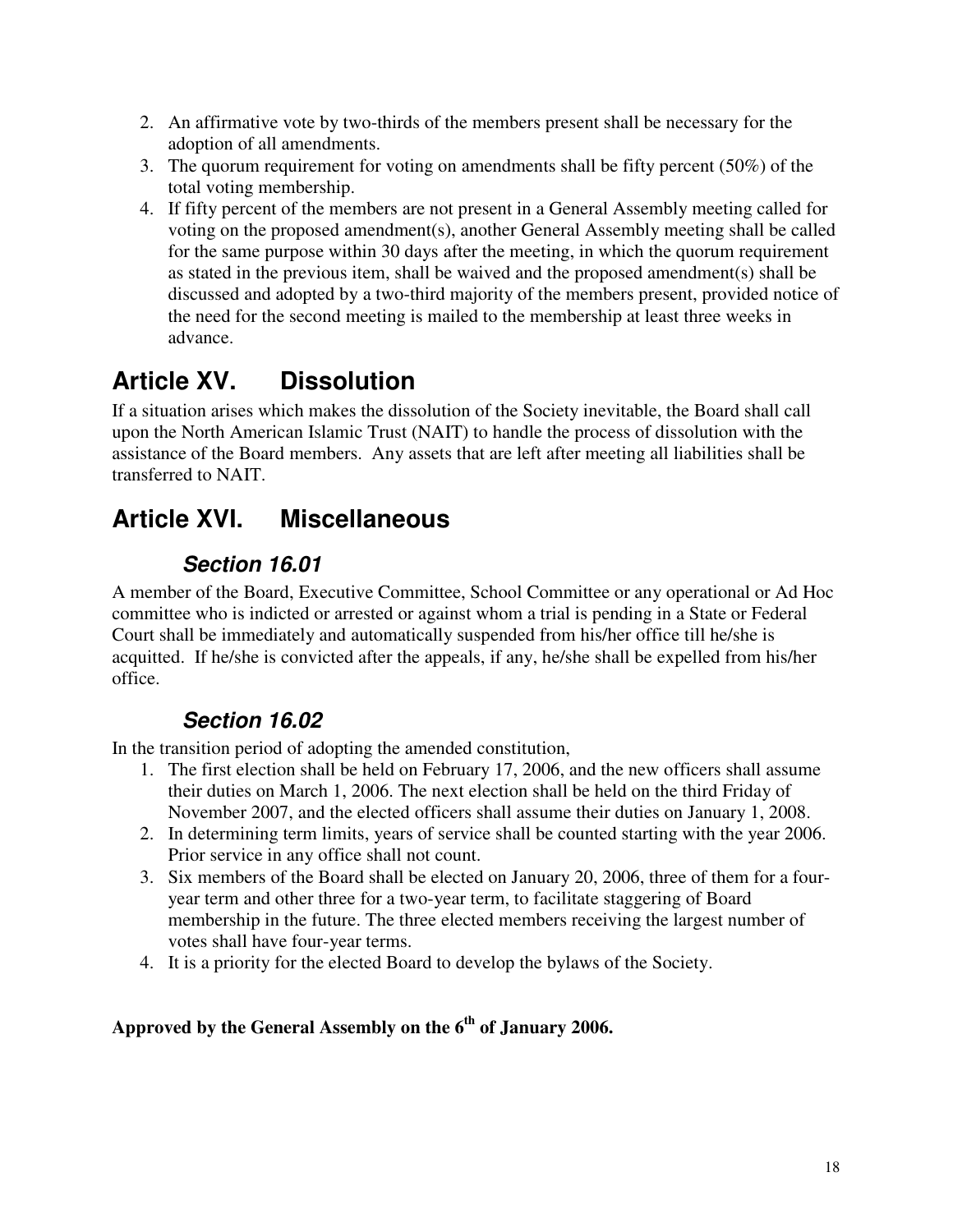2. An affirmative vote by two-thirds of the members present shall be necessary for the adoption of all amendments.
3. The quorum requirement for voting on amendments shall be fifty percent (50%) of the total voting membership.
4. If fifty percent of the members are not present in a General Assembly meeting called for voting on the proposed amendment(s), another General Assembly meeting shall be called for the same purpose within 30 days after the meeting, in which the quorum requirement as stated in the previous item, shall be waived and the proposed amendment(s) shall be discussed and adopted by a two-third majority of the members present, provided notice of the need for the second meeting is mailed to the membership at least three weeks in advance.

# Article XV. Dissolution

If a situation arises which makes the dissolution of the Society inevitable, the Board shall call upon the North American Islamic Trust (NAIT) to handle the process of dissolution with the assistance of the Board members. Any assets that are left after meeting all liabilities shall be transferred to NAIT.

# Article XVI. Miscellaneous

### *Section 16.01*

A member of the Board, Executive Committee, School Committee or any operational or Ad Hoc committee who is indicted or arrested or against whom a trial is pending in a State or Federal Court shall be immediately and automatically suspended from his/her office till he/she is acquitted. If he/she is convicted after the appeals, if any, he/she shall be expelled from his/her office.

### *Section 16.02*

In the transition period of adopting the amended constitution,

1. The first election shall be held on February 17, 2006, and the new officers shall assume their duties on March 1, 2006. The next election shall be held on the third Friday of November 2007, and the elected officers shall assume their duties on January 1, 2008.
2. In determining term limits, years of service shall be counted starting with the year 2006. Prior service in any office shall not count.
3. Six members of the Board shall be elected on January 20, 2006, three of them for a four-year term and other three for a two-year term, to facilitate staggering of Board membership in the future. The three elected members receiving the largest number of votes shall have four-year terms.
4. It is a priority for the elected Board to develop the bylaws of the Society.

**Approved by the General Assembly on the 6th of January 2006.**